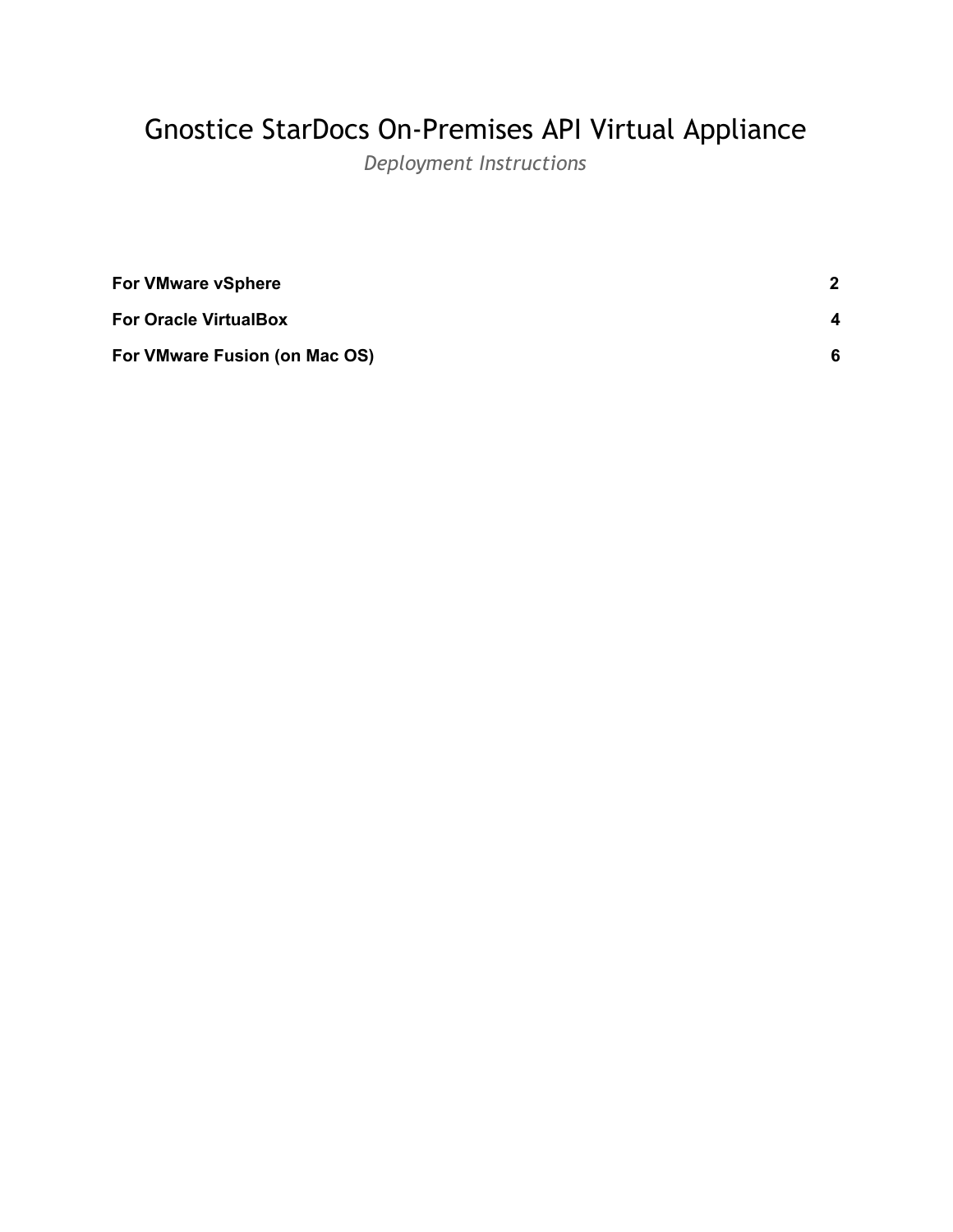# Gnostice StarDocs On-Premises API Virtual Appliance

*Deployment Instructions*

| | |
|---|---|
| **For VMware vSphere** | **2** |
| **For Oracle VirtualBox** | **4** |
| **For VMware Fusion (on Mac OS)** | **6** |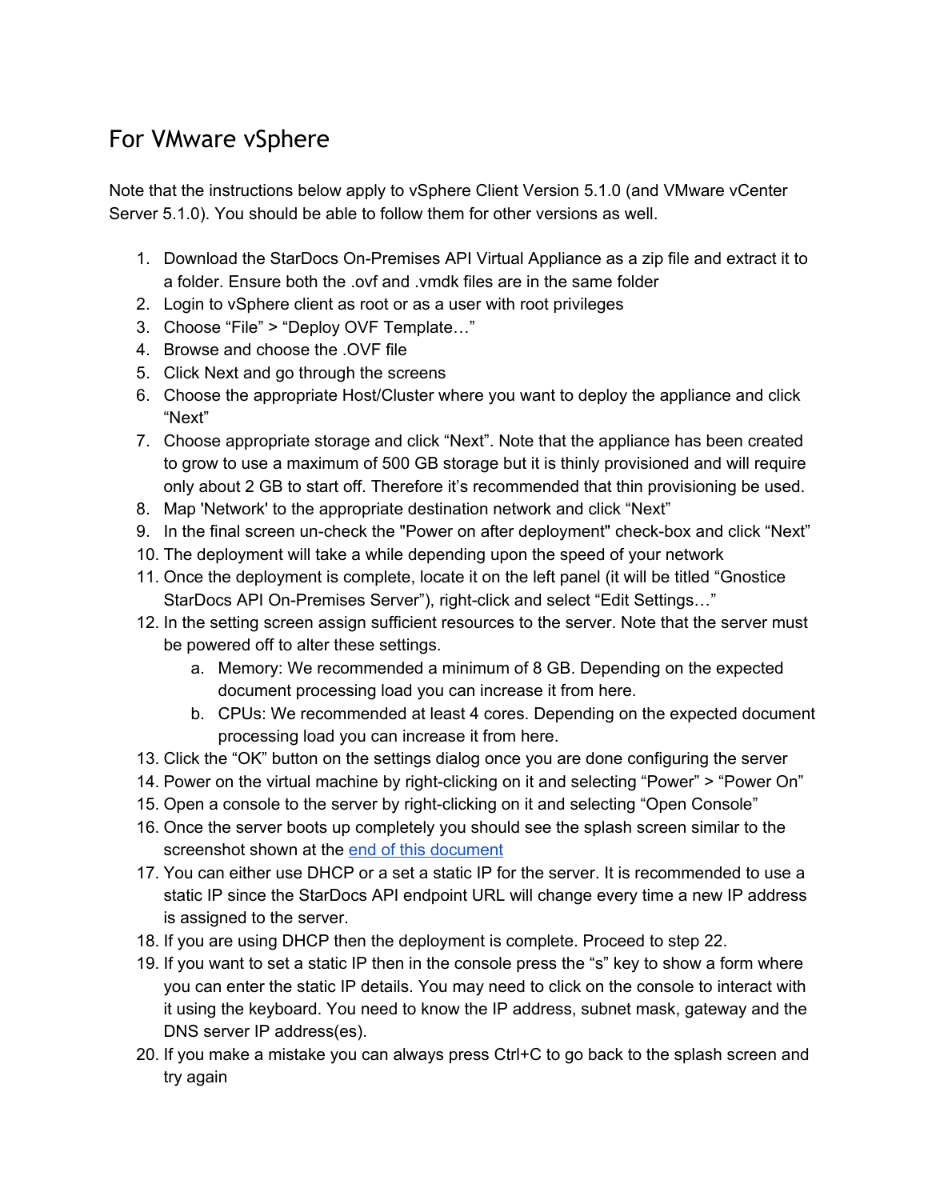# For VMware vSphere

Note that the instructions below apply to vSphere Client Version 5.1.0 (and VMware vCenter Server 5.1.0). You should be able to follow them for other versions as well.

1. Download the StarDocs On-Premises API Virtual Appliance as a zip file and extract it to a folder. Ensure both the .ovf and .vmdk files are in the same folder
2. Login to vSphere client as root or as a user with root privileges
3. Choose “File” > “Deploy OVF Template…”
4. Browse and choose the .OVF file
5. Click Next and go through the screens
6. Choose the appropriate Host/Cluster where you want to deploy the appliance and click “Next”
7. Choose appropriate storage and click “Next”. Note that the appliance has been created to grow to use a maximum of 500 GB storage but it is thinly provisioned and will require only about 2 GB to start off. Therefore it’s recommended that thin provisioning be used.
8. Map 'Network' to the appropriate destination network and click “Next”
9. In the final screen un-check the "Power on after deployment" check-box and click “Next”
10. The deployment will take a while depending upon the speed of your network
11. Once the deployment is complete, locate it on the left panel (it will be titled “Gnostice StarDocs API On-Premises Server”), right-click and select “Edit Settings…”
12. In the setting screen assign sufficient resources to the server. Note that the server must be powered off to alter these settings.
    a. Memory: We recommended a minimum of 8 GB. Depending on the expected document processing load you can increase it from here.
    b. CPUs: We recommended at least 4 cores. Depending on the expected document processing load you can increase it from here.
13. Click the “OK” button on the settings dialog once you are done configuring the server
14. Power on the virtual machine by right-clicking on it and selecting “Power” > “Power On”
15. Open a console to the server by right-clicking on it and selecting “Open Console”
16. Once the server boots up completely you should see the splash screen similar to the screenshot shown at the end of this document
17. You can either use DHCP or a set a static IP for the server. It is recommended to use a static IP since the StarDocs API endpoint URL will change every time a new IP address is assigned to the server.
18. If you are using DHCP then the deployment is complete. Proceed to step 22.
19. If you want to set a static IP then in the console press the “s” key to show a form where you can enter the static IP details. You may need to click on the console to interact with it using the keyboard. You need to know the IP address, subnet mask, gateway and the DNS server IP address(es).
20. If you make a mistake you can always press Ctrl+C to go back to the splash screen and try again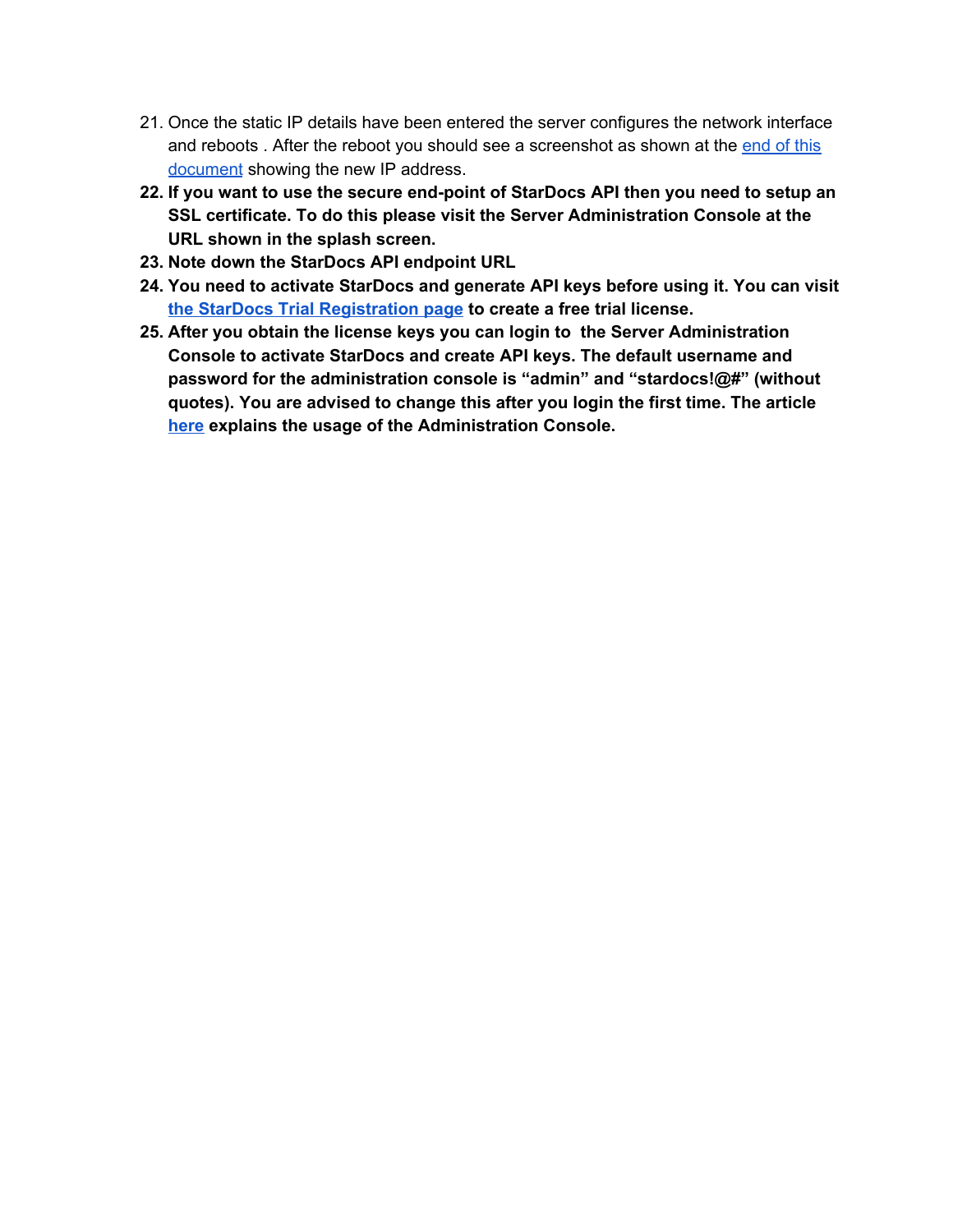21. Once the static IP details have been entered the server configures the network interface and reboots . After the reboot you should see a screenshot as shown at the [end of this document](#) showing the new IP address.
22. **If you want to use the secure end-point of StarDocs API then you need to setup an SSL certificate. To do this please visit the Server Administration Console at the URL shown in the splash screen.**
23. **Note down the StarDocs API endpoint URL**
24. **You need to activate StarDocs and generate API keys before using it. You can visit [the StarDocs Trial Registration page](#) to create a free trial license.**
25. **After you obtain the license keys you can login to the Server Administration Console to activate StarDocs and create API keys. The default username and password for the administration console is "admin" and "stardocs!@#" (without quotes). You are advised to change this after you login the first time. The article [here](#) explains the usage of the Administration Console.**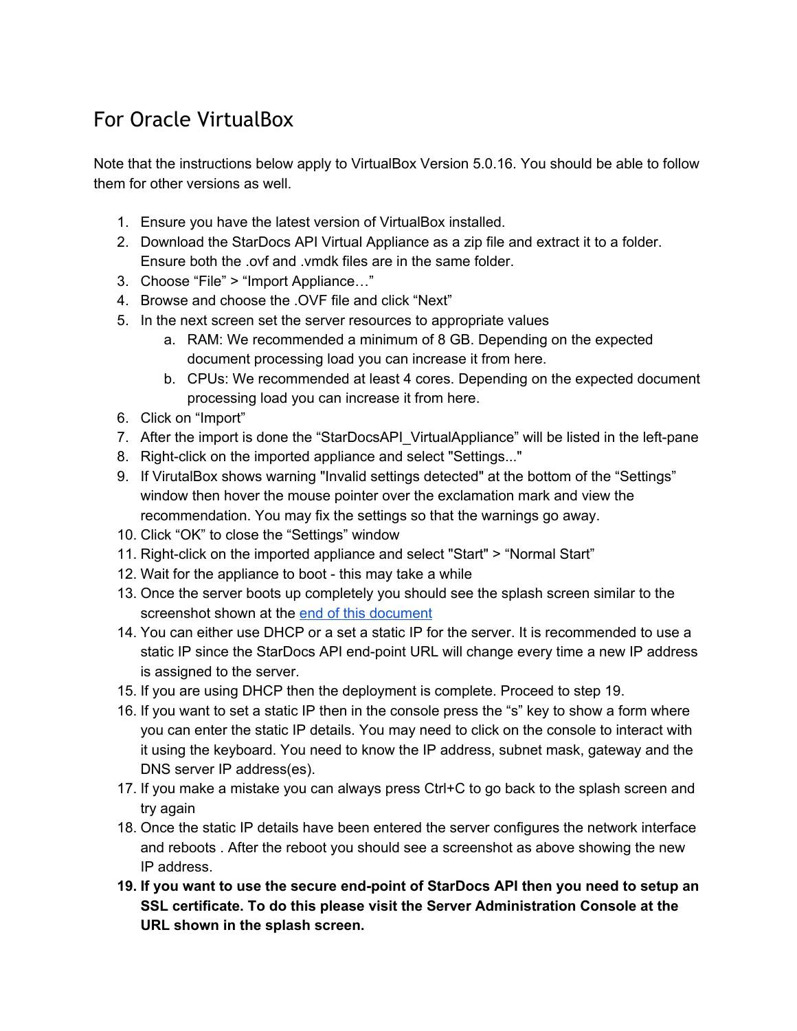## For Oracle VirtualBox

Note that the instructions below apply to VirtualBox Version 5.0.16. You should be able to follow them for other versions as well.

1. Ensure you have the latest version of VirtualBox installed.
2. Download the StarDocs API Virtual Appliance as a zip file and extract it to a folder. Ensure both the .ovf and .vmdk files are in the same folder.
3. Choose “File” > “Import Appliance…”
4. Browse and choose the .OVF file and click “Next”
5. In the next screen set the server resources to appropriate values
   a. RAM: We recommended a minimum of 8 GB. Depending on the expected document processing load you can increase it from here.
   b. CPUs: We recommended at least 4 cores. Depending on the expected document processing load you can increase it from here.
6. Click on “Import”
7. After the import is done the “StarDocsAPI_VirtualAppliance” will be listed in the left-pane
8. Right-click on the imported appliance and select "Settings..."
9. If VirutalBox shows warning "Invalid settings detected" at the bottom of the “Settings” window then hover the mouse pointer over the exclamation mark and view the recommendation. You may fix the settings so that the warnings go away.
10. Click “OK” to close the “Settings” window
11. Right-click on the imported appliance and select "Start" > “Normal Start”
12. Wait for the appliance to boot - this may take a while
13. Once the server boots up completely you should see the splash screen similar to the screenshot shown at the [end of this document](#)
14. You can either use DHCP or a set a static IP for the server. It is recommended to use a static IP since the StarDocs API end-point URL will change every time a new IP address is assigned to the server.
15. If you are using DHCP then the deployment is complete. Proceed to step 19.
16. If you want to set a static IP then in the console press the “s” key to show a form where you can enter the static IP details. You may need to click on the console to interact with it using the keyboard. You need to know the IP address, subnet mask, gateway and the DNS server IP address(es).
17. If you make a mistake you can always press Ctrl+C to go back to the splash screen and try again
18. Once the static IP details have been entered the server configures the network interface and reboots . After the reboot you should see a screenshot as above showing the new IP address.
19. **If you want to use the secure end-point of StarDocs API then you need to setup an SSL certificate. To do this please visit the Server Administration Console at the URL shown in the splash screen.**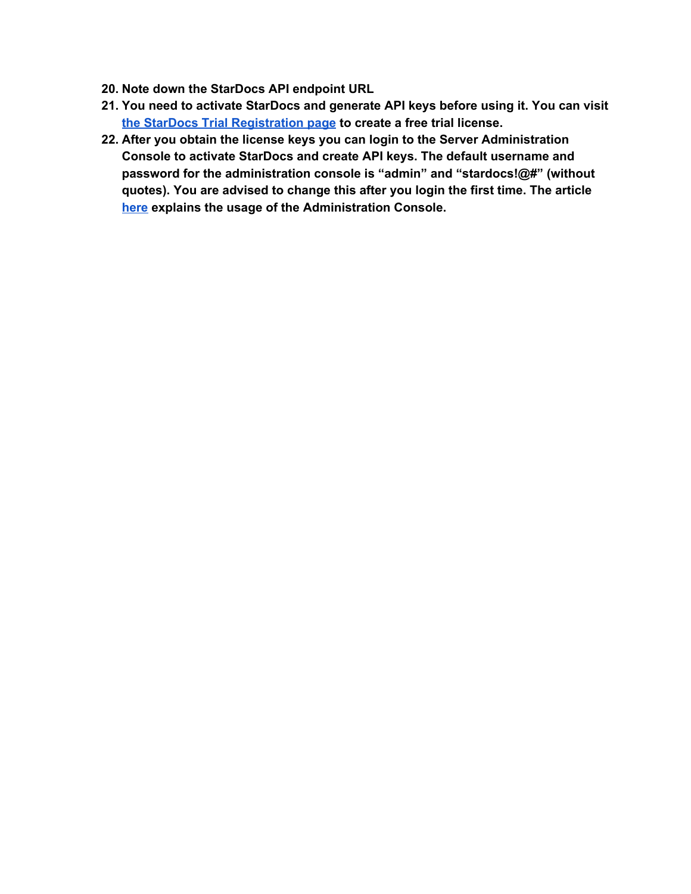20. **Note down the StarDocs API endpoint URL**
21. **You need to activate StarDocs and generate API keys before using it. You can visit the StarDocs Trial Registration page to create a free trial license.**
22. **After you obtain the license keys you can login to the Server Administration Console to activate StarDocs and create API keys. The default username and password for the administration console is "admin" and "stardocs!@#" (without quotes). You are advised to change this after you login the first time. The article here explains the usage of the Administration Console.**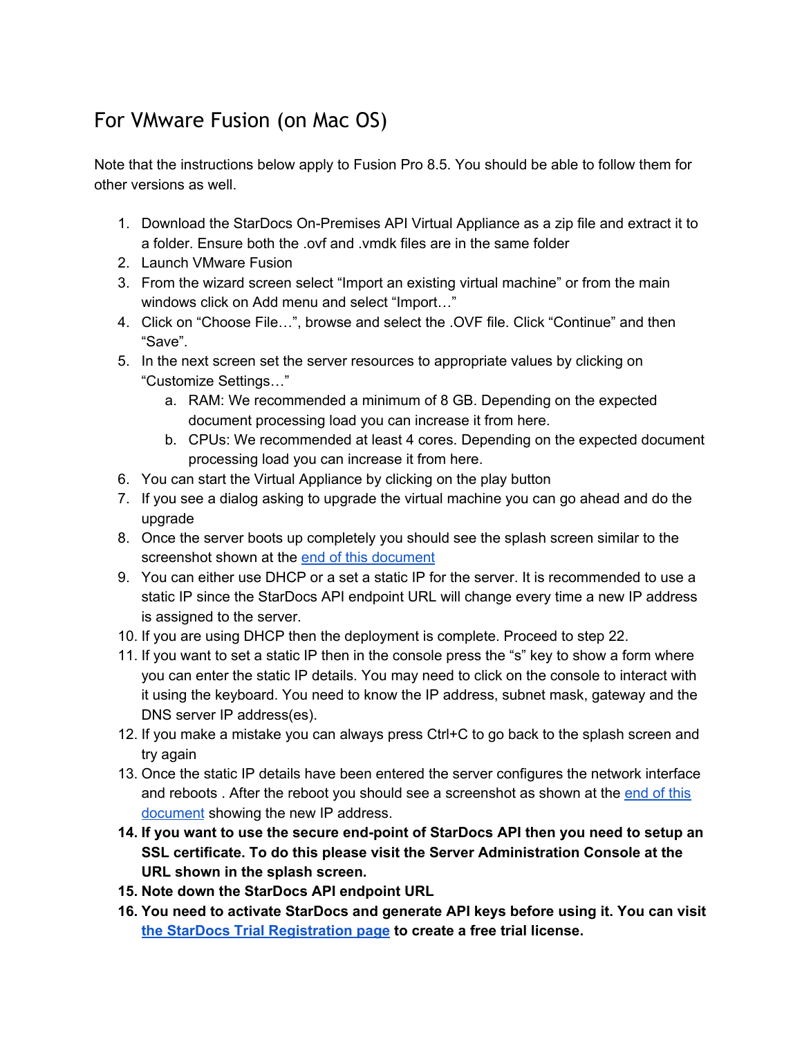## For VMware Fusion (on Mac OS)

Note that the instructions below apply to Fusion Pro 8.5. You should be able to follow them for other versions as well.

1. Download the StarDocs On-Premises API Virtual Appliance as a zip file and extract it to a folder. Ensure both the .ovf and .vmdk files are in the same folder
2. Launch VMware Fusion
3. From the wizard screen select “Import an existing virtual machine” or from the main windows click on Add menu and select “Import…”
4. Click on “Choose File…”, browse and select the .OVF file. Click “Continue” and then “Save”.
5. In the next screen set the server resources to appropriate values by clicking on “Customize Settings…”
    a. RAM: We recommended a minimum of 8 GB. Depending on the expected document processing load you can increase it from here.
    b. CPUs: We recommended at least 4 cores. Depending on the expected document processing load you can increase it from here.
6. You can start the Virtual Appliance by clicking on the play button
7. If you see a dialog asking to upgrade the virtual machine you can go ahead and do the upgrade
8. Once the server boots up completely you should see the splash screen similar to the screenshot shown at the end of this document
9. You can either use DHCP or a set a static IP for the server. It is recommended to use a static IP since the StarDocs API endpoint URL will change every time a new IP address is assigned to the server.
10. If you are using DHCP then the deployment is complete. Proceed to step 22.
11. If you want to set a static IP then in the console press the “s” key to show a form where you can enter the static IP details. You may need to click on the console to interact with it using the keyboard. You need to know the IP address, subnet mask, gateway and the DNS server IP address(es).
12. If you make a mistake you can always press Ctrl+C to go back to the splash screen and try again
13. Once the static IP details have been entered the server configures the network interface and reboots . After the reboot you should see a screenshot as shown at the end of this document showing the new IP address.
14. **If you want to use the secure end-point of StarDocs API then you need to setup an SSL certificate. To do this please visit the Server Administration Console at the URL shown in the splash screen.**
15. **Note down the StarDocs API endpoint URL**
16. **You need to activate StarDocs and generate API keys before using it. You can visit the StarDocs Trial Registration page to create a free trial license.**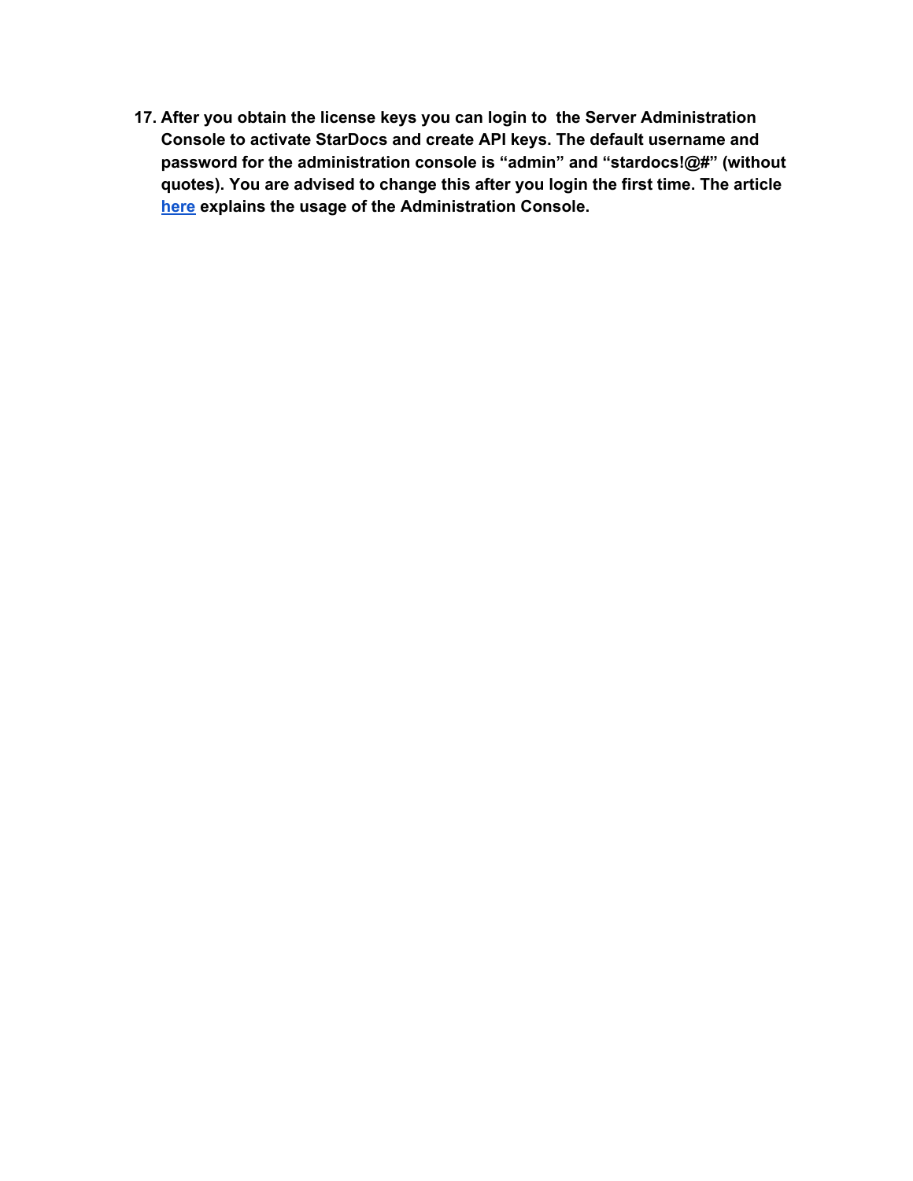17. **After you obtain the license keys you can login to the Server Administration Console to activate StarDocs and create API keys. The default username and password for the administration console is “admin” and “stardocs!@#” (without quotes). You are advised to change this after you login the first time. The article here explains the usage of the Administration Console.**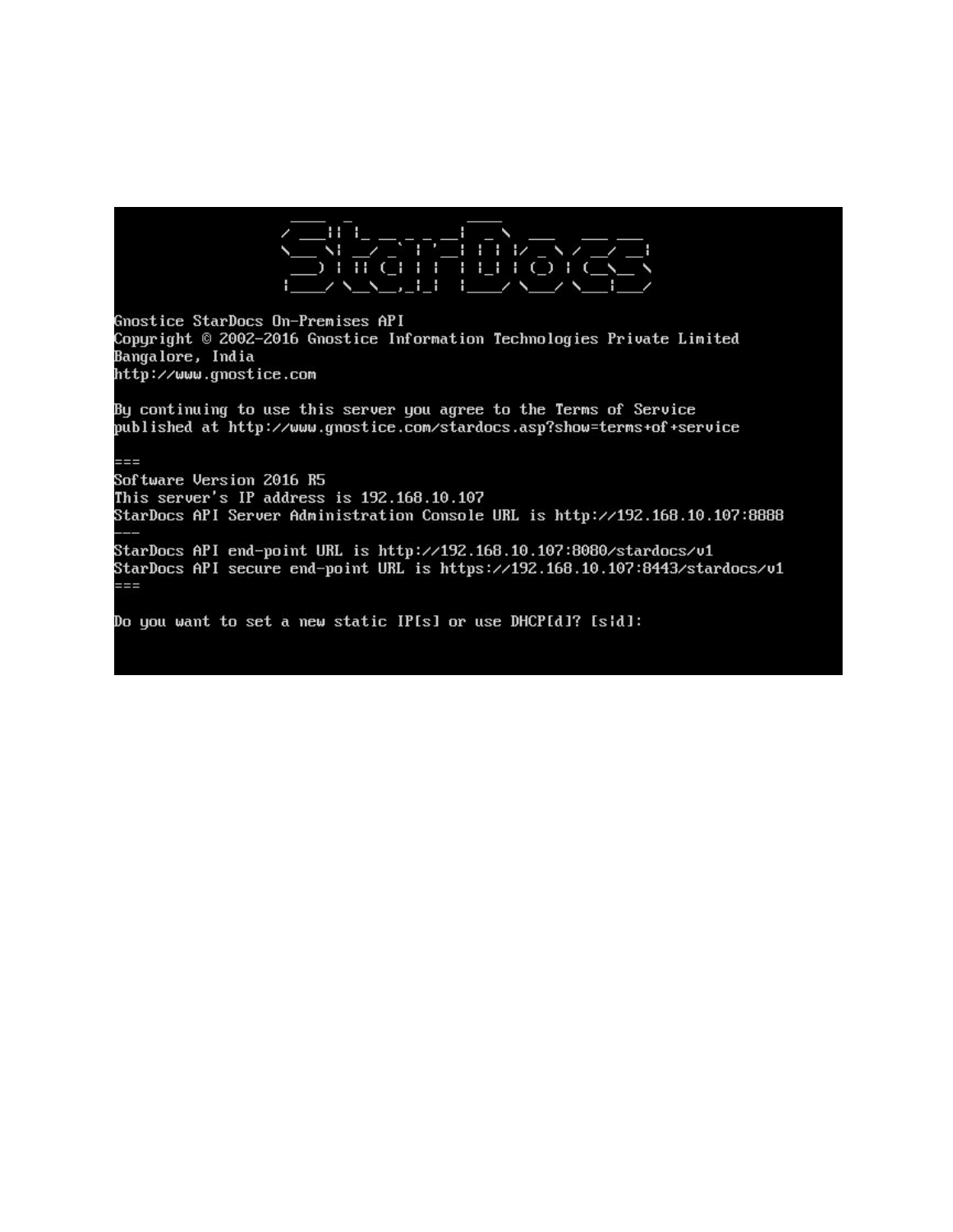```
Gnostice StarDocs On-Premises API
Copyright © 2002-2016 Gnostice Information Technologies Private Limited
Bangalore, India
http://www.gnostice.com

By continuing to use this server you agree to the Terms of Service
published at http://www.gnostice.com/stardocs.asp?show=terms+of+service

===
Software Version 2016 R5
This server's IP address is 192.168.10.107
StarDocs API Server Administration Console URL is http://192.168.10.107:8888
---
StarDocs API end-point URL is http://192.168.10.107:8080/stardocs/v1
StarDocs API secure end-point URL is https://192.168.10.107:8443/stardocs/v1
===

Do you want to set a new static IP[s] or use DHCP[d]? [s|d]:
```